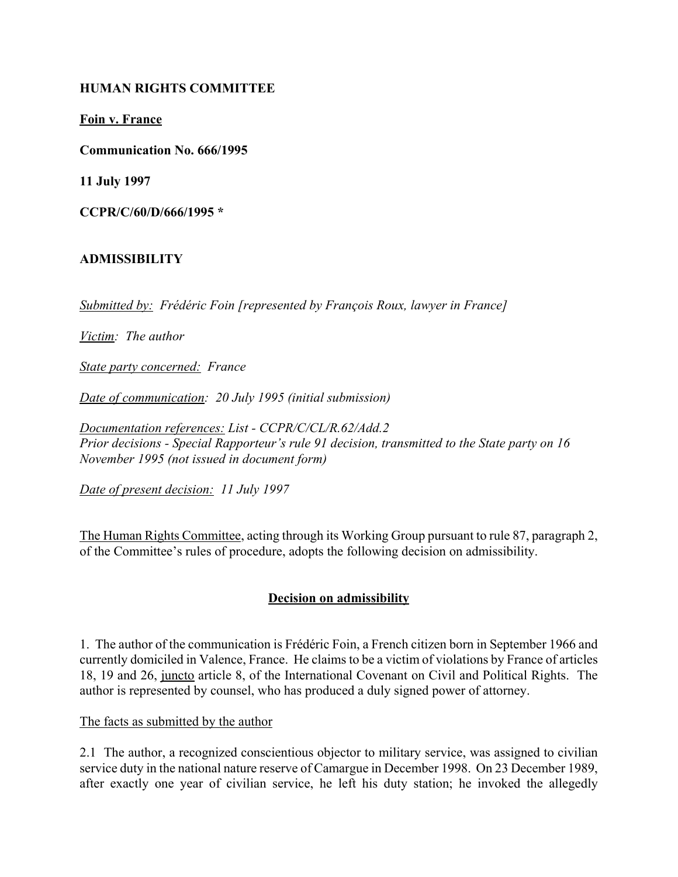**HUMAN RIGHTS COMMITTEE**

**Foin v. France**

**Communication No. 666/1995**

**11 July 1997**

**CCPR/C/60/D/666/1995 ***

**ADMISSIBILITY**

*Submitted by: Frédéric Foin [represented by François Roux, lawyer in France]*

*Victim: The author*

*State party concerned: France*

*Date of communication: 20 July 1995 (initial submission)*

*Documentation references: List - CCPR/C/CL/R.62/Add.2*
*Prior decisions - Special Rapporteur's rule 91 decision, transmitted to the State party on 16 November 1995 (not issued in document form)*

*Date of present decision: 11 July 1997*

The Human Rights Committee, acting through its Working Group pursuant to rule 87, paragraph 2, of the Committee's rules of procedure, adopts the following decision on admissibility.

**Decision on admissibility**

1. The author of the communication is Frédéric Foin, a French citizen born in September 1966 and currently domiciled in Valence, France. He claims to be a victim of violations by France of articles 18, 19 and 26, juncto article 8, of the International Covenant on Civil and Political Rights. The author is represented by counsel, who has produced a duly signed power of attorney.

The facts as submitted by the author

2.1 The author, a recognized conscientious objector to military service, was assigned to civilian service duty in the national nature reserve of Camargue in December 1998. On 23 December 1989, after exactly one year of civilian service, he left his duty station; he invoked the allegedly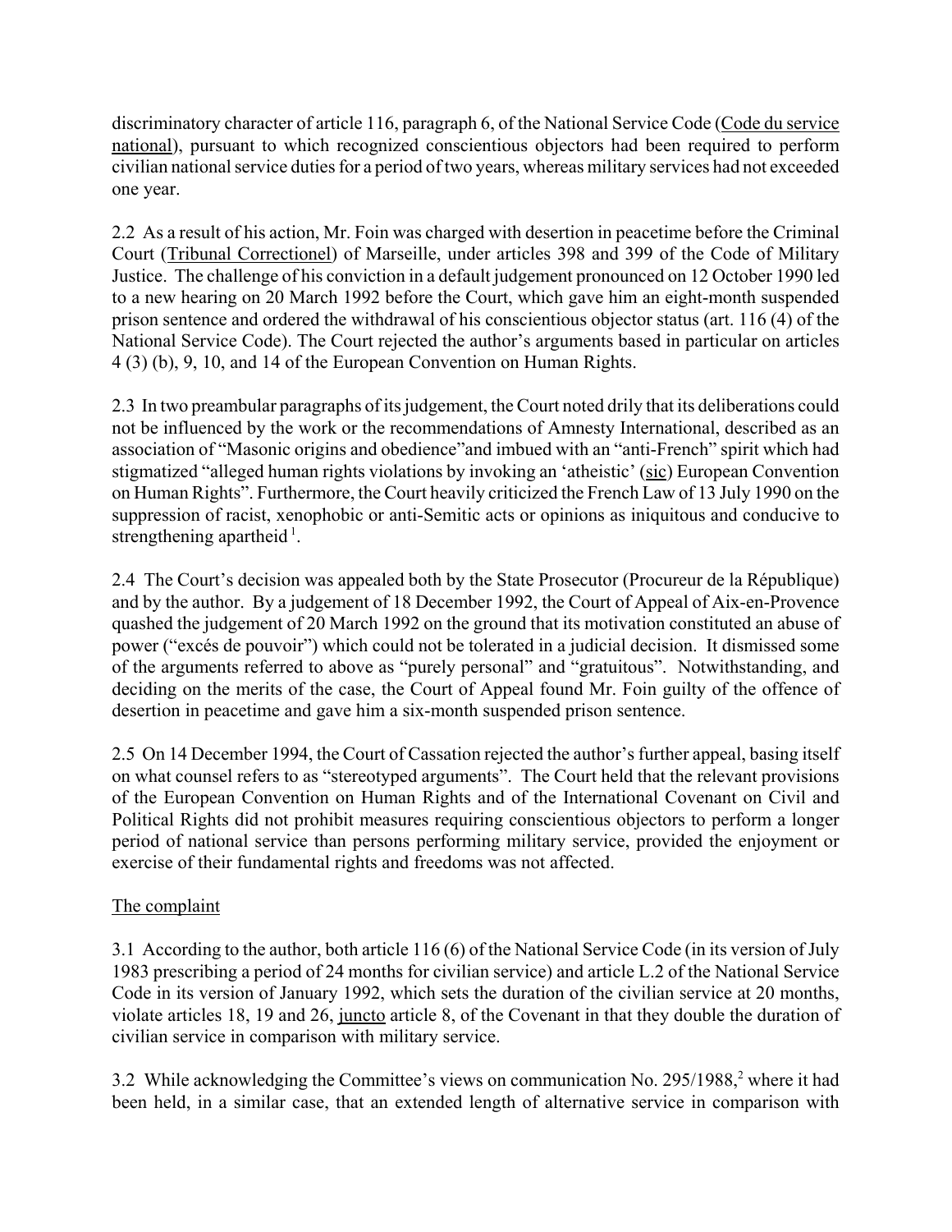discriminatory character of article 116, paragraph 6, of the National Service Code (Code du service national), pursuant to which recognized conscientious objectors had been required to perform civilian national service duties for a period of two years, whereas military services had not exceeded one year.

2.2 As a result of his action, Mr. Foin was charged with desertion in peacetime before the Criminal Court (Tribunal Correctionel) of Marseille, under articles 398 and 399 of the Code of Military Justice. The challenge of his conviction in a default judgement pronounced on 12 October 1990 led to a new hearing on 20 March 1992 before the Court, which gave him an eight-month suspended prison sentence and ordered the withdrawal of his conscientious objector status (art. 116 (4) of the National Service Code). The Court rejected the author's arguments based in particular on articles 4 (3) (b), 9, 10, and 14 of the European Convention on Human Rights.

2.3 In two preambular paragraphs of its judgement, the Court noted drily that its deliberations could not be influenced by the work or the recommendations of Amnesty International, described as an association of "Masonic origins and obedience"and imbued with an "anti-French" spirit which had stigmatized "alleged human rights violations by invoking an 'atheistic' (sic) European Convention on Human Rights". Furthermore, the Court heavily criticized the French Law of 13 July 1990 on the suppression of racist, xenophobic or anti-Semitic acts or opinions as iniquitous and conducive to strengthening apartheid [1].

2.4 The Court's decision was appealed both by the State Prosecutor (Procureur de la République) and by the author. By a judgement of 18 December 1992, the Court of Appeal of Aix-en-Provence quashed the judgement of 20 March 1992 on the ground that its motivation constituted an abuse of power ("excés de pouvoir") which could not be tolerated in a judicial decision. It dismissed some of the arguments referred to above as "purely personal" and "gratuitous". Notwithstanding, and deciding on the merits of the case, the Court of Appeal found Mr. Foin guilty of the offence of desertion in peacetime and gave him a six-month suspended prison sentence.

2.5 On 14 December 1994, the Court of Cassation rejected the author's further appeal, basing itself on what counsel refers to as "stereotyped arguments". The Court held that the relevant provisions of the European Convention on Human Rights and of the International Covenant on Civil and Political Rights did not prohibit measures requiring conscientious objectors to perform a longer period of national service than persons performing military service, provided the enjoyment or exercise of their fundamental rights and freedoms was not affected.

## The complaint

3.1 According to the author, both article 116 (6) of the National Service Code (in its version of July 1983 prescribing a period of 24 months for civilian service) and article L.2 of the National Service Code in its version of January 1992, which sets the duration of the civilian service at 20 months, violate articles 18, 19 and 26, juncto article 8, of the Covenant in that they double the duration of civilian service in comparison with military service.

3.2 While acknowledging the Committee's views on communication No. 295/1988,[2] where it had been held, in a similar case, that an extended length of alternative service in comparison with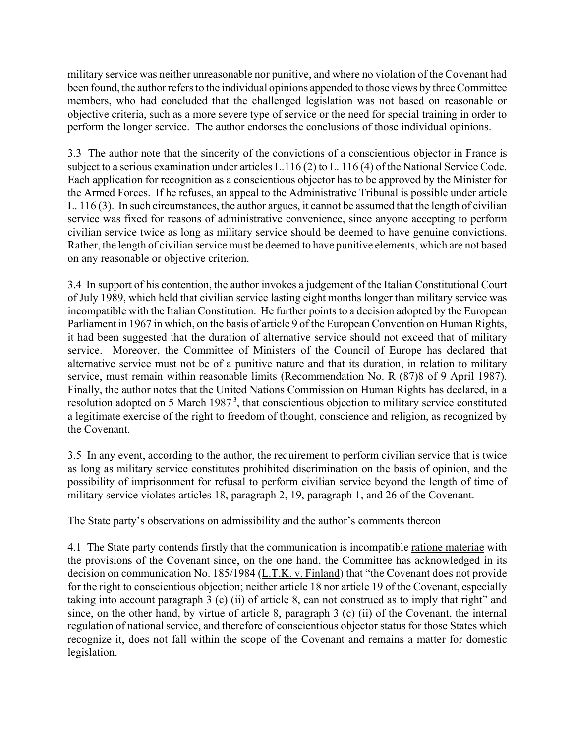military service was neither unreasonable nor punitive, and where no violation of the Covenant had been found, the author refers to the individual opinions appended to those views by three Committee members, who had concluded that the challenged legislation was not based on reasonable or objective criteria, such as a more severe type of service or the need for special training in order to perform the longer service. The author endorses the conclusions of those individual opinions.

3.3 The author note that the sincerity of the convictions of a conscientious objector in France is subject to a serious examination under articles L.116 (2) to L. 116 (4) of the National Service Code. Each application for recognition as a conscientious objector has to be approved by the Minister for the Armed Forces. If he refuses, an appeal to the Administrative Tribunal is possible under article L. 116 (3). In such circumstances, the author argues, it cannot be assumed that the length of civilian service was fixed for reasons of administrative convenience, since anyone accepting to perform civilian service twice as long as military service should be deemed to have genuine convictions. Rather, the length of civilian service must be deemed to have punitive elements, which are not based on any reasonable or objective criterion.

3.4 In support of his contention, the author invokes a judgement of the Italian Constitutional Court of July 1989, which held that civilian service lasting eight months longer than military service was incompatible with the Italian Constitution. He further points to a decision adopted by the European Parliament in 1967 in which, on the basis of article 9 of the European Convention on Human Rights, it had been suggested that the duration of alternative service should not exceed that of military service. Moreover, the Committee of Ministers of the Council of Europe has declared that alternative service must not be of a punitive nature and that its duration, in relation to military service, must remain within reasonable limits (Recommendation No. R (87)8 of 9 April 1987). Finally, the author notes that the United Nations Commission on Human Rights has declared, in a resolution adopted on 5 March 1987[3], that conscientious objection to military service constituted a legitimate exercise of the right to freedom of thought, conscience and religion, as recognized by the Covenant.

3.5 In any event, according to the author, the requirement to perform civilian service that is twice as long as military service constitutes prohibited discrimination on the basis of opinion, and the possibility of imprisonment for refusal to perform civilian service beyond the length of time of military service violates articles 18, paragraph 2, 19, paragraph 1, and 26 of the Covenant.

The State party's observations on admissibility and the author's comments thereon

4.1 The State party contends firstly that the communication is incompatible *ratione materiae* with the provisions of the Covenant since, on the one hand, the Committee has acknowledged in its decision on communication No. 185/1984 (L.T.K. v. Finland) that "the Covenant does not provide for the right to conscientious objection; neither article 18 nor article 19 of the Covenant, especially taking into account paragraph 3 (c) (ii) of article 8, can not construed as to imply that right" and since, on the other hand, by virtue of article 8, paragraph 3 (c) (ii) of the Covenant, the internal regulation of national service, and therefore of conscientious objector status for those States which recognize it, does not fall within the scope of the Covenant and remains a matter for domestic legislation.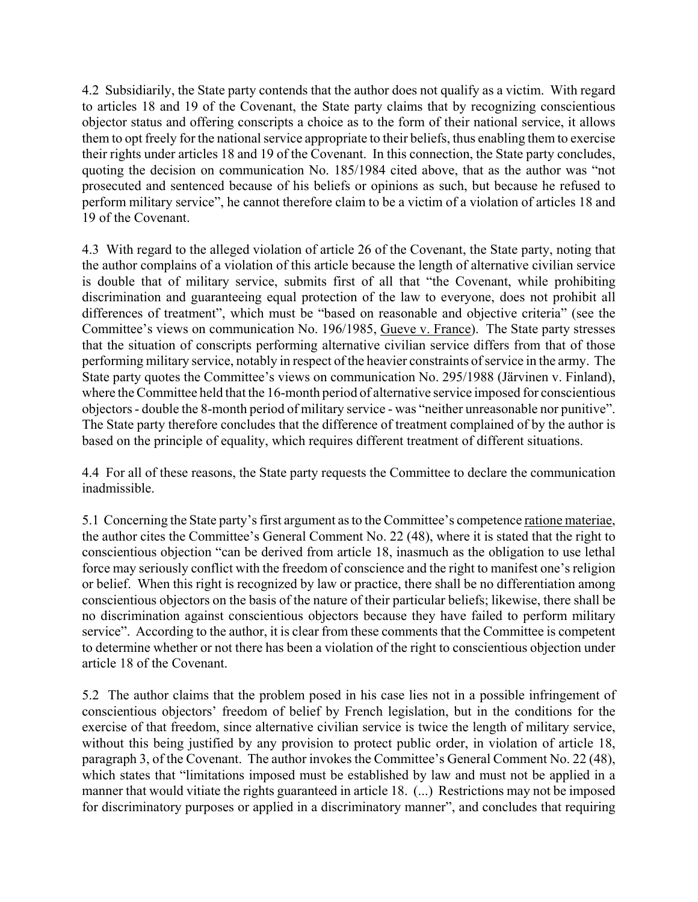4.2 Subsidiarily, the State party contends that the author does not qualify as a victim. With regard to articles 18 and 19 of the Covenant, the State party claims that by recognizing conscientious objector status and offering conscripts a choice as to the form of their national service, it allows them to opt freely for the national service appropriate to their beliefs, thus enabling them to exercise their rights under articles 18 and 19 of the Covenant. In this connection, the State party concludes, quoting the decision on communication No. 185/1984 cited above, that as the author was "not prosecuted and sentenced because of his beliefs or opinions as such, but because he refused to perform military service", he cannot therefore claim to be a victim of a violation of articles 18 and 19 of the Covenant.

4.3 With regard to the alleged violation of article 26 of the Covenant, the State party, noting that the author complains of a violation of this article because the length of alternative civilian service is double that of military service, submits first of all that "the Covenant, while prohibiting discrimination and guaranteeing equal protection of the law to everyone, does not prohibit all differences of treatment", which must be "based on reasonable and objective criteria" (see the Committee's views on communication No. 196/1985, Gueye v. France). The State party stresses that the situation of conscripts performing alternative civilian service differs from that of those performing military service, notably in respect of the heavier constraints of service in the army. The State party quotes the Committee's views on communication No. 295/1988 (Järvinen v. Finland), where the Committee held that the 16-month period of alternative service imposed for conscientious objectors - double the 8-month period of military service - was "neither unreasonable nor punitive". The State party therefore concludes that the difference of treatment complained of by the author is based on the principle of equality, which requires different treatment of different situations.

4.4 For all of these reasons, the State party requests the Committee to declare the communication inadmissible.

5.1 Concerning the State party's first argument as to the Committee's competence ratione materiae, the author cites the Committee's General Comment No. 22 (48), where it is stated that the right to conscientious objection "can be derived from article 18, inasmuch as the obligation to use lethal force may seriously conflict with the freedom of conscience and the right to manifest one's religion or belief. When this right is recognized by law or practice, there shall be no differentiation among conscientious objectors on the basis of the nature of their particular beliefs; likewise, there shall be no discrimination against conscientious objectors because they have failed to perform military service". According to the author, it is clear from these comments that the Committee is competent to determine whether or not there has been a violation of the right to conscientious objection under article 18 of the Covenant.

5.2 The author claims that the problem posed in his case lies not in a possible infringement of conscientious objectors' freedom of belief by French legislation, but in the conditions for the exercise of that freedom, since alternative civilian service is twice the length of military service, without this being justified by any provision to protect public order, in violation of article 18, paragraph 3, of the Covenant. The author invokes the Committee's General Comment No. 22 (48), which states that "limitations imposed must be established by law and must not be applied in a manner that would vitiate the rights guaranteed in article 18. (...) Restrictions may not be imposed for discriminatory purposes or applied in a discriminatory manner", and concludes that requiring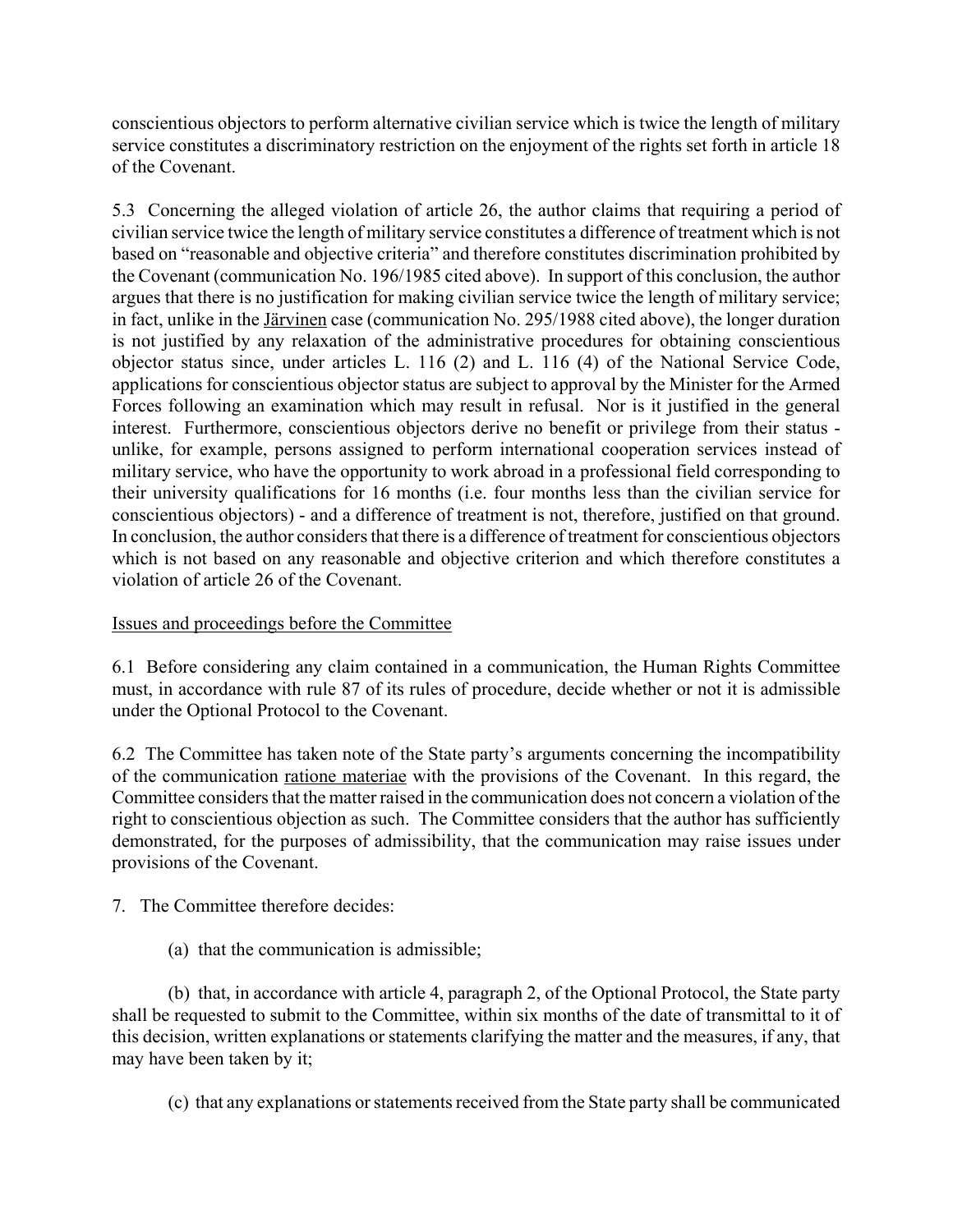conscientious objectors to perform alternative civilian service which is twice the length of military service constitutes a discriminatory restriction on the enjoyment of the rights set forth in article 18 of the Covenant.

5.3 Concerning the alleged violation of article 26, the author claims that requiring a period of civilian service twice the length of military service constitutes a difference of treatment which is not based on "reasonable and objective criteria" and therefore constitutes discrimination prohibited by the Covenant (communication No. 196/1985 cited above). In support of this conclusion, the author argues that there is no justification for making civilian service twice the length of military service; in fact, unlike in the Järvinen case (communication No. 295/1988 cited above), the longer duration is not justified by any relaxation of the administrative procedures for obtaining conscientious objector status since, under articles L. 116 (2) and L. 116 (4) of the National Service Code, applications for conscientious objector status are subject to approval by the Minister for the Armed Forces following an examination which may result in refusal. Nor is it justified in the general interest. Furthermore, conscientious objectors derive no benefit or privilege from their status - unlike, for example, persons assigned to perform international cooperation services instead of military service, who have the opportunity to work abroad in a professional field corresponding to their university qualifications for 16 months (i.e. four months less than the civilian service for conscientious objectors) - and a difference of treatment is not, therefore, justified on that ground. In conclusion, the author considers that there is a difference of treatment for conscientious objectors which is not based on any reasonable and objective criterion and which therefore constitutes a violation of article 26 of the Covenant.

Issues and proceedings before the Committee

6.1 Before considering any claim contained in a communication, the Human Rights Committee must, in accordance with rule 87 of its rules of procedure, decide whether or not it is admissible under the Optional Protocol to the Covenant.

6.2 The Committee has taken note of the State party's arguments concerning the incompatibility of the communication ratione materiae with the provisions of the Covenant. In this regard, the Committee considers that the matter raised in the communication does not concern a violation of the right to conscientious objection as such. The Committee considers that the author has sufficiently demonstrated, for the purposes of admissibility, that the communication may raise issues under provisions of the Covenant.

7. The Committee therefore decides:

(a) that the communication is admissible;

(b) that, in accordance with article 4, paragraph 2, of the Optional Protocol, the State party shall be requested to submit to the Committee, within six months of the date of transmittal to it of this decision, written explanations or statements clarifying the matter and the measures, if any, that may have been taken by it;

(c) that any explanations or statements received from the State party shall be communicated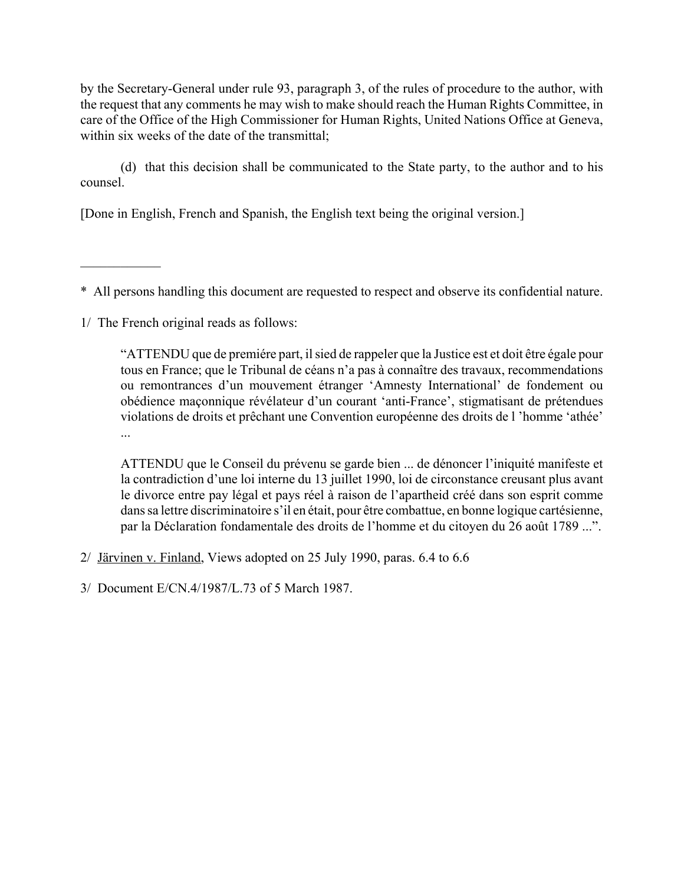by the Secretary-General under rule 93, paragraph 3, of the rules of procedure to the author, with the request that any comments he may wish to make should reach the Human Rights Committee, in care of the Office of the High Commissioner for Human Rights, United Nations Office at Geneva, within six weeks of the date of the transmittal;

(d) that this decision shall be communicated to the State party, to the author and to his counsel.

[Done in English, French and Spanish, the English text being the original version.]

---

* All persons handling this document are requested to respect and observe its confidential nature.

1/ The French original reads as follows:

> "ATTENDU que de premiére part, il sied de rappeler que la Justice est et doit être égale pour tous en France; que le Tribunal de céans n'a pas à connaître des travaux, recommendations ou remontrances d'un mouvement étranger 'Amnesty International' de fondement ou obédience maçonnique révélateur d'un courant 'anti-France', stigmatisant de prétendues violations de droits et prêchant une Convention européenne des droits de l 'homme 'athée' ...
>
> ATTENDU que le Conseil du prévenu se garde bien ... de dénoncer l'iniquité manifeste et la contradiction d'une loi interne du 13 juillet 1990, loi de circonstance creusant plus avant le divorce entre pay légal et pays réel à raison de l'apartheid créé dans son esprit comme dans sa lettre discriminatoire s'il en était, pour être combattue, en bonne logique cartésienne, par la Déclaration fondamentale des droits de l'homme et du citoyen du 26 août 1789 ...".

2/ Järvinen v. Finland, Views adopted on 25 July 1990, paras. 6.4 to 6.6

3/ Document E/CN.4/1987/L.73 of 5 March 1987.